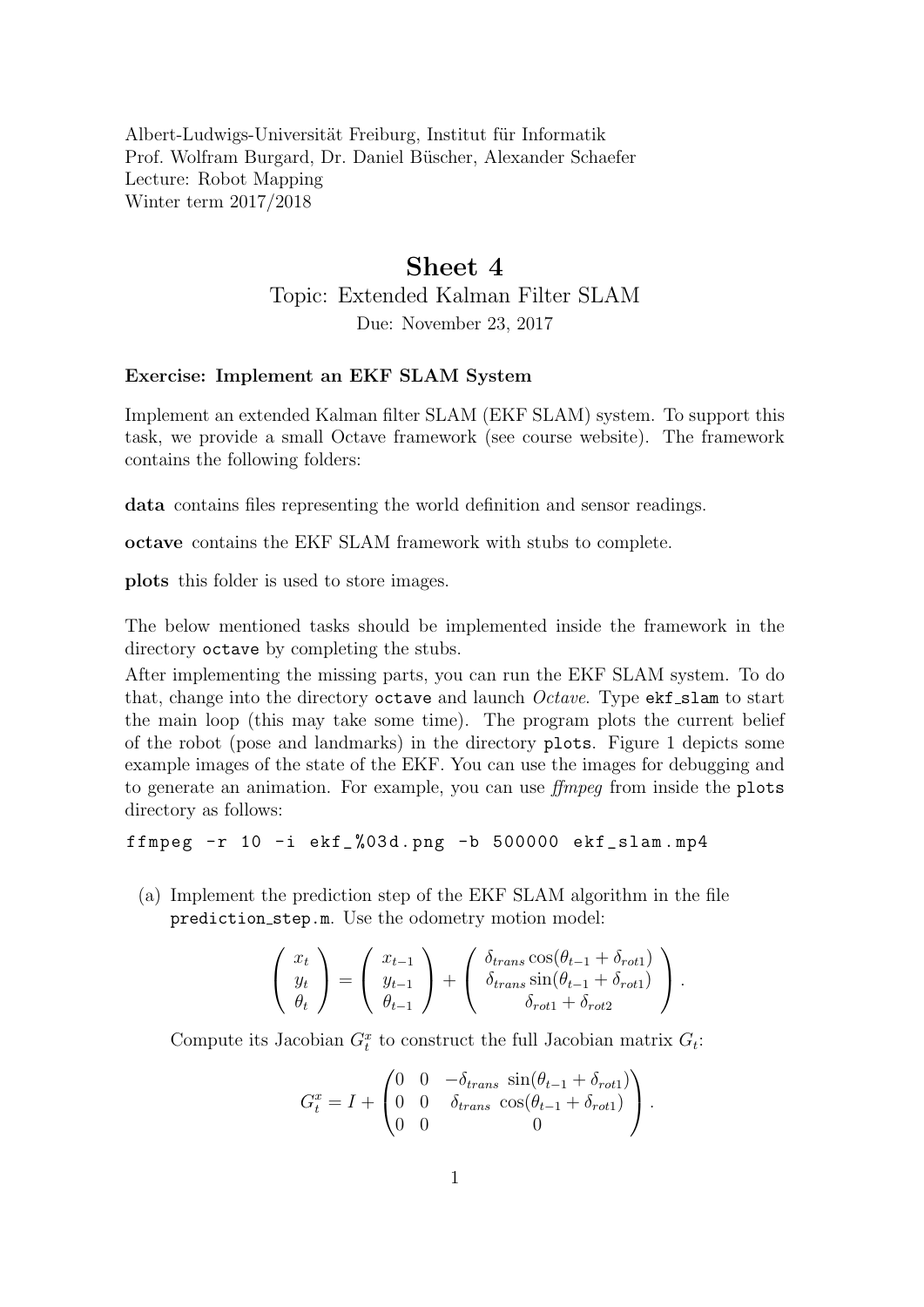Albert-Ludwigs-Universität Freiburg, Institut für Informatik
Prof. Wolfram Burgard, Dr. Daniel Büscher, Alexander Schaefer
Lecture: Robot Mapping
Winter term 2017/2018

# Sheet 4

## Topic: Extended Kalman Filter SLAM

Due: November 23, 2017

**Exercise: Implement an EKF SLAM System**

Implement an extended Kalman filter SLAM (EKF SLAM) system. To support this task, we provide a small Octave framework (see course website). The framework contains the following folders:

**data** contains files representing the world definition and sensor readings.

**octave** contains the EKF SLAM framework with stubs to complete.

**plots** this folder is used to store images.

The below mentioned tasks should be implemented inside the framework in the directory `octave` by completing the stubs.

After implementing the missing parts, you can run the EKF SLAM system. To do that, change into the directory `octave` and launch *Octave*. Type `ekf_slam` to start the main loop (this may take some time). The program plots the current belief of the robot (pose and landmarks) in the directory `plots`. Figure 1 depicts some example images of the state of the EKF. You can use the images for debugging and to generate an animation. For example, you can use *ffmpeg* from inside the `plots` directory as follows:

```
ffmpeg -r 10 -i ekf_%03d.png -b 500000 ekf_slam.mp4
```

(a) Implement the prediction step of the EKF SLAM algorithm in the file `prediction_step.m`. Use the odometry motion model:

$$\begin{pmatrix} x_t \\ y_t \\ \theta_t \end{pmatrix} = \begin{pmatrix} x_{t-1} \\ y_{t-1} \\ \theta_{t-1} \end{pmatrix} + \begin{pmatrix} \delta_{trans} \cos(\theta_{t-1} + \delta_{rot1}) \\ \delta_{trans} \sin(\theta_{t-1} + \delta_{rot1}) \\ \delta_{rot1} + \delta_{rot2} \end{pmatrix}.$$

Compute its Jacobian $G_t^x$ to construct the full Jacobian matrix $G_t$:

$$G_t^x = I + \begin{pmatrix} 0 & 0 & -\delta_{trans} \sin(\theta_{t-1} + \delta_{rot1}) \\ 0 & 0 & \delta_{trans} \cos(\theta_{t-1} + \delta_{rot1}) \\ 0 & 0 & 0 \end{pmatrix}.$$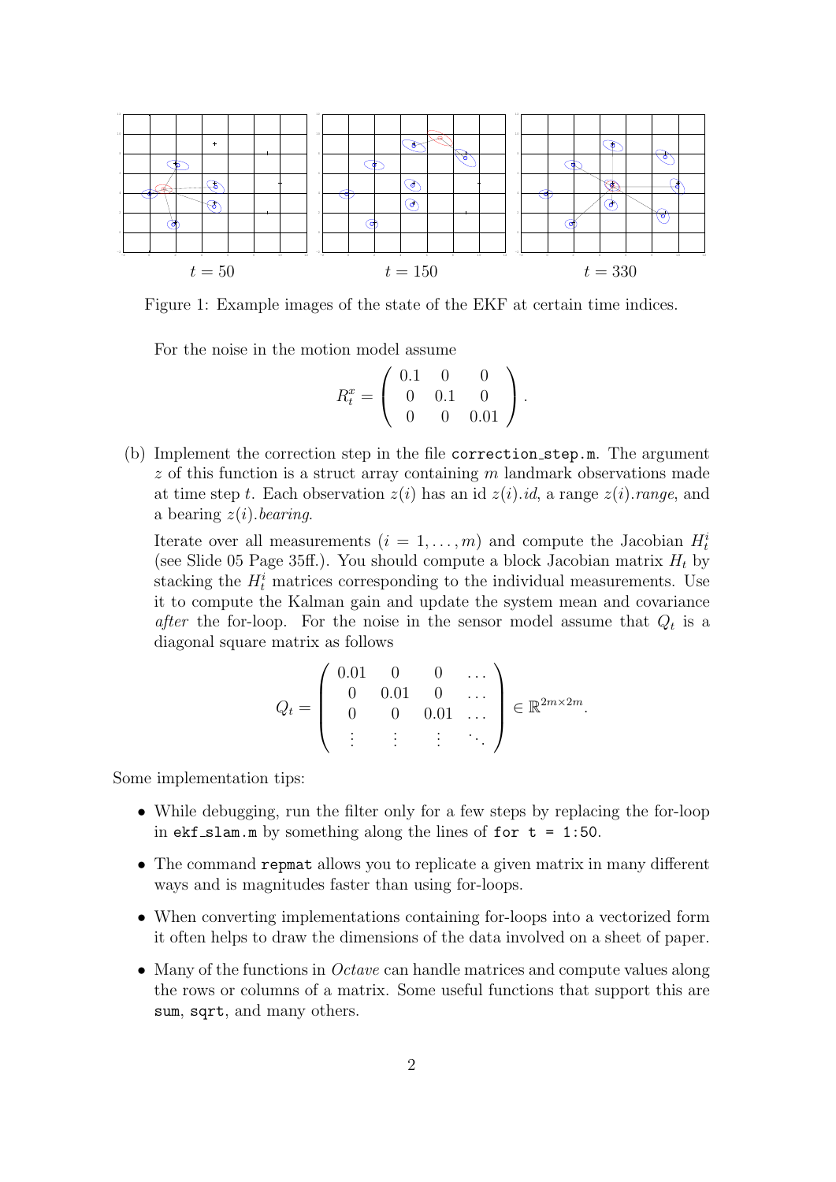$t = 50$

$t = 150$

$t = 330$

Figure 1: Example images of the state of the EKF at certain time indices.

For the noise in the motion model assume

$$R_t^x = \begin{pmatrix} 0.1 & 0 & 0 \\ 0 & 0.1 & 0 \\ 0 & 0 & 0.01 \end{pmatrix}.$$

(b) Implement the correction step in the file `correction_step.m`. The argument $z$ of this function is a struct array containing $m$ landmark observations made at time step $t$. Each observation $z(i)$ has an id $z(i).id$, a range $z(i).range$, and a bearing $z(i).bearing$.

Iterate over all measurements ($i = 1, \ldots, m$) and compute the Jacobian $H_t^i$ (see Slide 05 Page 35ff.). You should compute a block Jacobian matrix $H_t$ by stacking the $H_t^i$ matrices corresponding to the individual measurements. Use it to compute the Kalman gain and update the system mean and covariance *after* the for-loop. For the noise in the sensor model assume that $Q_t$ is a diagonal square matrix as follows

$$Q_t = \begin{pmatrix} 0.01 & 0 & 0 & \ldots \\ 0 & 0.01 & 0 & \ldots \\ 0 & 0 & 0.01 & \ldots \\ \vdots & \vdots & \vdots & \ddots \end{pmatrix} \in \mathbb{R}^{2m \times 2m}.$$

Some implementation tips:

- While debugging, run the filter only for a few steps by replacing the for-loop in `ekf_slam.m` by something along the lines of `for t = 1:50`.
- The command `repmat` allows you to replicate a given matrix in many different ways and is magnitudes faster than using for-loops.
- When converting implementations containing for-loops into a vectorized form it often helps to draw the dimensions of the data involved on a sheet of paper.
- Many of the functions in *Octave* can handle matrices and compute values along the rows or columns of a matrix. Some useful functions that support this are `sum`, `sqrt`, and many others.